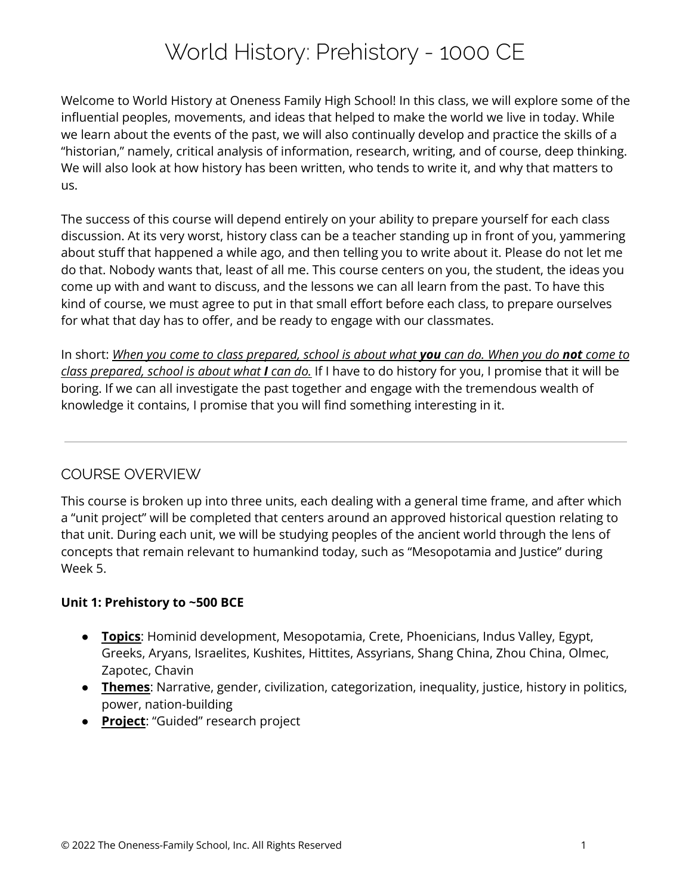# World History: Prehistory - 1000 CE

Welcome to World History at Oneness Family High School! In this class, we will explore some of the influential peoples, movements, and ideas that helped to make the world we live in today. While we learn about the events of the past, we will also continually develop and practice the skills of a "historian," namely, critical analysis of information, research, writing, and of course, deep thinking. We will also look at how history has been written, who tends to write it, and why that matters to us.

The success of this course will depend entirely on your ability to prepare yourself for each class discussion. At its very worst, history class can be a teacher standing up in front of you, yammering about stuff that happened a while ago, and then telling you to write about it. Please do not let me do that. Nobody wants that, least of all me. This course centers on you, the student, the ideas you come up with and want to discuss, and the lessons we can all learn from the past. To have this kind of course, we must agree to put in that small effort before each class, to prepare ourselves for what that day has to offer, and be ready to engage with our classmates.

In short: <u>*When you come to class prepared, school is about what **you** can do. When you do **not** come to class prepared, school is about what **I** can do.*</u> If I have to do history for you, I promise that it will be boring. If we can all investigate the past together and engage with the tremendous wealth of knowledge it contains, I promise that you will find something interesting in it.

---

## COURSE OVERVIEW

This course is broken up into three units, each dealing with a general time frame, and after which a "unit project" will be completed that centers around an approved historical question relating to that unit. During each unit, we will be studying peoples of the ancient world through the lens of concepts that remain relevant to humankind today, such as "Mesopotamia and Justice" during Week 5.

**Unit 1: Prehistory to ~500 BCE**

- <u>**Topics**</u>: Hominid development, Mesopotamia, Crete, Phoenicians, Indus Valley, Egypt, Greeks, Aryans, Israelites, Kushites, Hittites, Assyrians, Shang China, Zhou China, Olmec, Zapotec, Chavin
- <u>**Themes**</u>: Narrative, gender, civilization, categorization, inequality, justice, history in politics, power, nation-building
- <u>**Project**</u>: "Guided" research project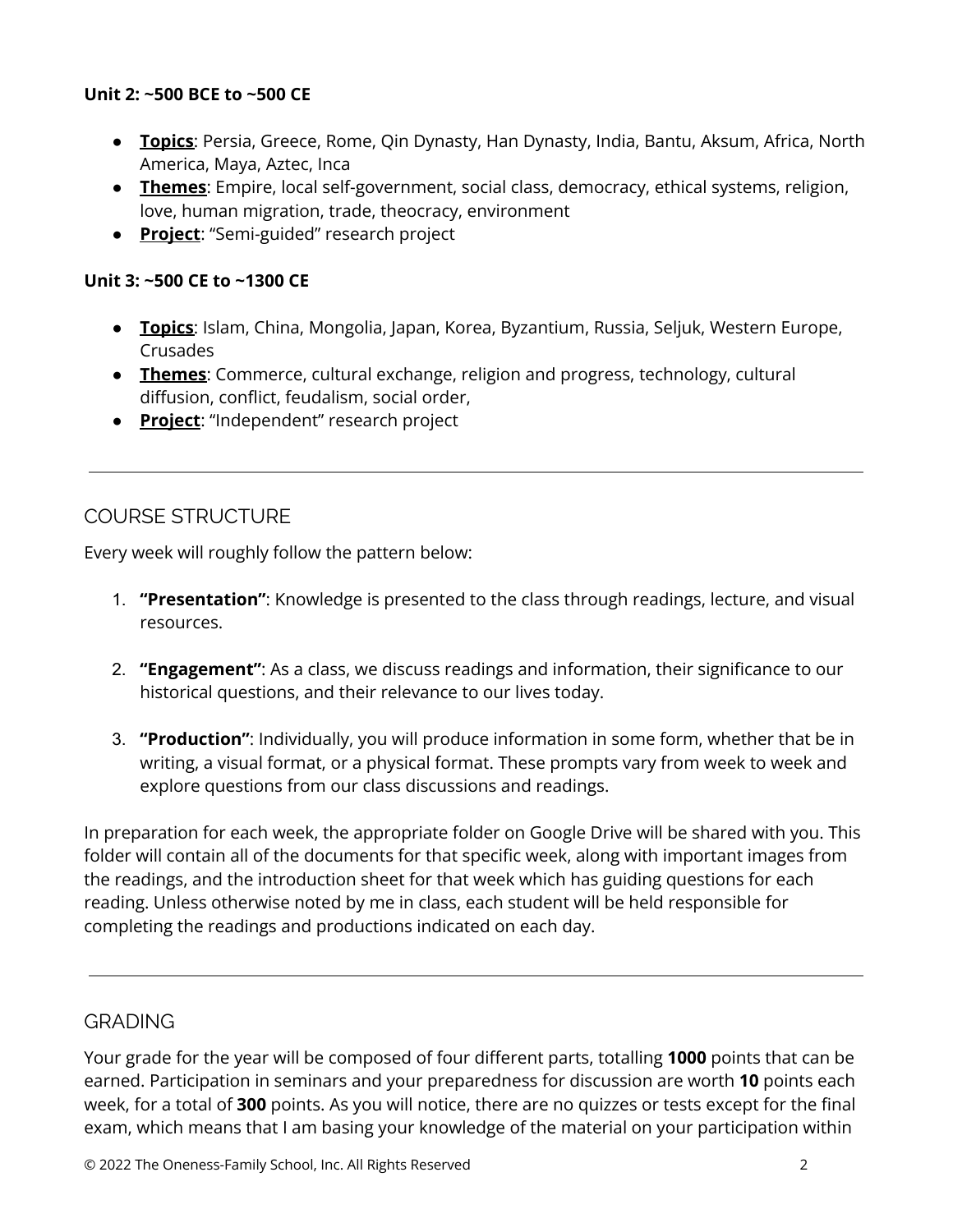**Unit 2: ~500 BCE to ~500 CE**

- **Topics**: Persia, Greece, Rome, Qin Dynasty, Han Dynasty, India, Bantu, Aksum, Africa, North America, Maya, Aztec, Inca
- **Themes**: Empire, local self-government, social class, democracy, ethical systems, religion, love, human migration, trade, theocracy, environment
- **Project**: "Semi-guided" research project

**Unit 3: ~500 CE to ~1300 CE**

- **Topics**: Islam, China, Mongolia, Japan, Korea, Byzantium, Russia, Seljuk, Western Europe, Crusades
- **Themes**: Commerce, cultural exchange, religion and progress, technology, cultural diffusion, conflict, feudalism, social order,
- **Project**: "Independent" research project

---

## COURSE STRUCTURE

Every week will roughly follow the pattern below:

1. **"Presentation"**: Knowledge is presented to the class through readings, lecture, and visual resources.

2. **"Engagement"**: As a class, we discuss readings and information, their significance to our historical questions, and their relevance to our lives today.

3. **"Production"**: Individually, you will produce information in some form, whether that be in writing, a visual format, or a physical format. These prompts vary from week to week and explore questions from our class discussions and readings.

In preparation for each week, the appropriate folder on Google Drive will be shared with you. This folder will contain all of the documents for that specific week, along with important images from the readings, and the introduction sheet for that week which has guiding questions for each reading. Unless otherwise noted by me in class, each student will be held responsible for completing the readings and productions indicated on each day.

---

## GRADING

Your grade for the year will be composed of four different parts, totalling **1000** points that can be earned. Participation in seminars and your preparedness for discussion are worth **10** points each week, for a total of **300** points. As you will notice, there are no quizzes or tests except for the final exam, which means that I am basing your knowledge of the material on your participation within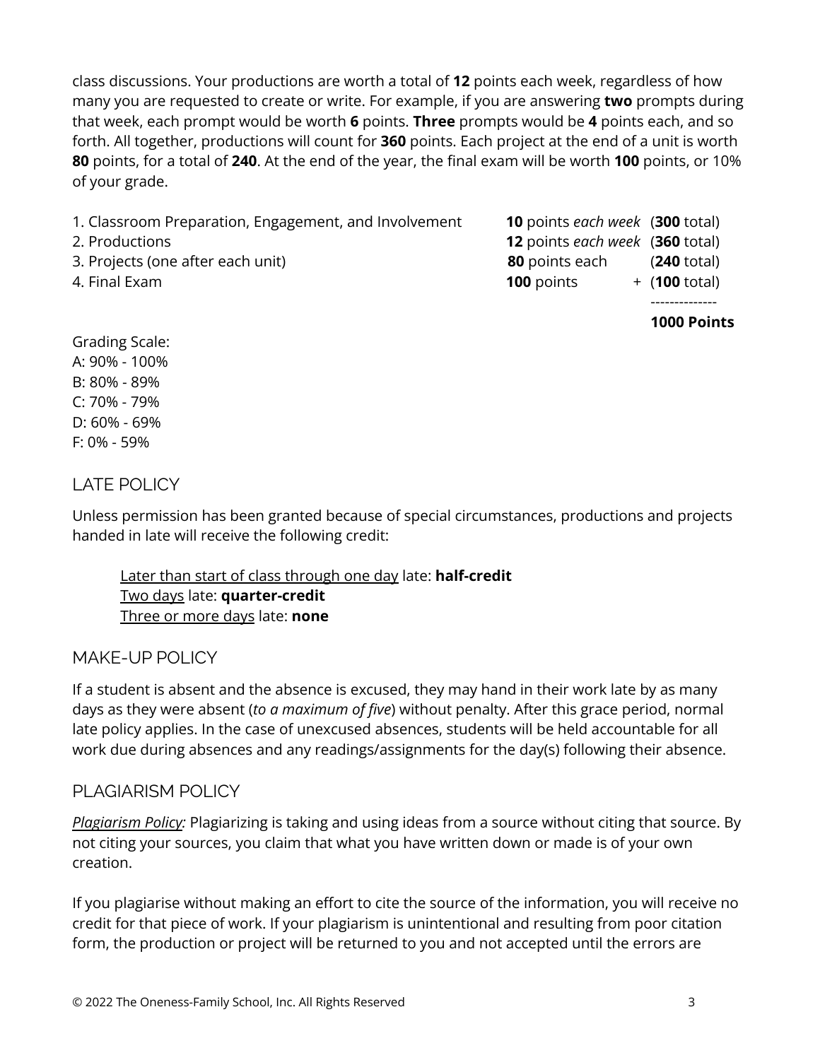class discussions. Your productions are worth a total of **12** points each week, regardless of how many you are requested to create or write. For example, if you are answering **two** prompts during that week, each prompt would be worth **6** points. **Three** prompts would be **4** points each, and so forth. All together, productions will count for **360** points. Each project at the end of a unit is worth **80** points, for a total of **240**. At the end of the year, the final exam will be worth **100** points, or 10% of your grade.

| | | |
|---|---|---|
| 1. Classroom Preparation, Engagement, and Involvement | **10** points *each week* | (**300** total) |
| 2. Productions | **12** points *each week* | (**360** total) |
| 3. Projects (one after each unit) | **80** points each | (**240** total) |
| 4. Final Exam | **100** points | + (**100** total) |
| | | **1000 Points** |

Grading Scale:
A: 90% - 100%
B: 80% - 89%
C: 70% - 79%
D: 60% - 69%
F: 0% - 59%

## LATE POLICY

Unless permission has been granted because of special circumstances, productions and projects handed in late will receive the following credit:

> Later than start of class through one day late: **half-credit**
> Two days late: **quarter-credit**
> Three or more days late: **none**

## MAKE-UP POLICY

If a student is absent and the absence is excused, they may hand in their work late by as many days as they were absent (*to a maximum of five*) without penalty. After this grace period, normal late policy applies. In the case of unexcused absences, students will be held accountable for all work due during absences and any readings/assignments for the day(s) following their absence.

## PLAGIARISM POLICY

*Plagiarism Policy:* Plagiarizing is taking and using ideas from a source without citing that source. By not citing your sources, you claim that what you have written down or made is of your own creation.

If you plagiarise without making an effort to cite the source of the information, you will receive no credit for that piece of work. If your plagiarism is unintentional and resulting from poor citation form, the production or project will be returned to you and not accepted until the errors are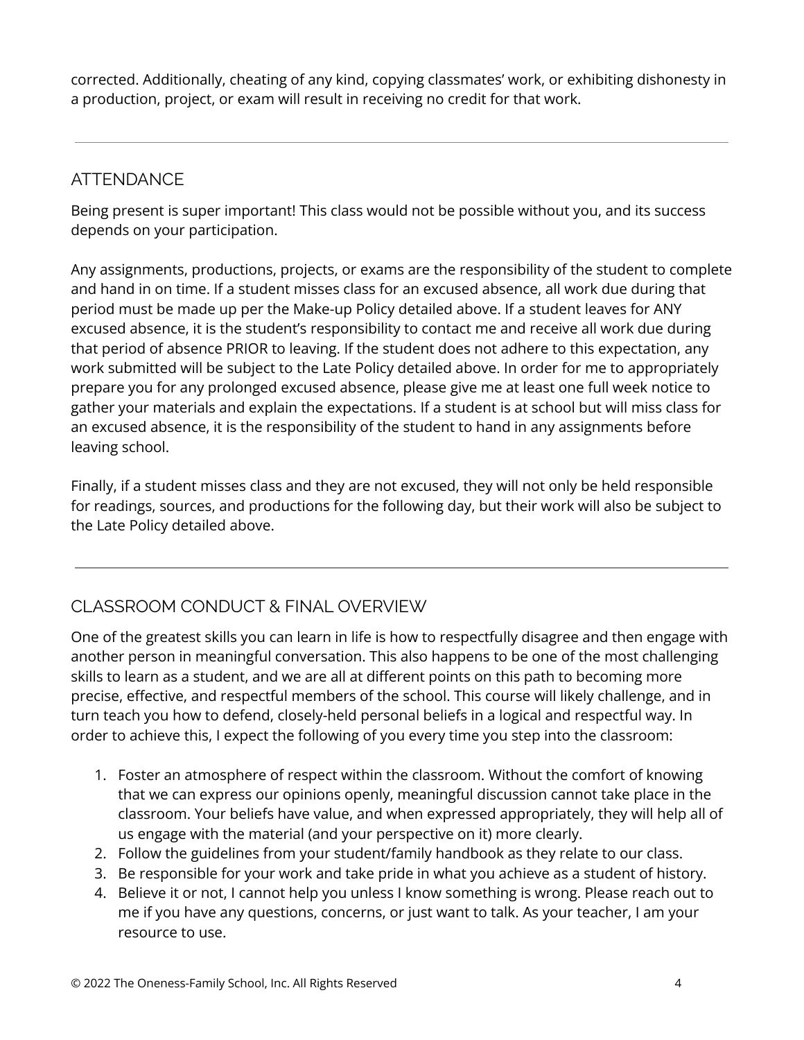corrected. Additionally, cheating of any kind, copying classmates' work, or exhibiting dishonesty in a production, project, or exam will result in receiving no credit for that work.

---

## ATTENDANCE

Being present is super important! This class would not be possible without you, and its success depends on your participation.

Any assignments, productions, projects, or exams are the responsibility of the student to complete and hand in on time. If a student misses class for an excused absence, all work due during that period must be made up per the Make-up Policy detailed above. If a student leaves for ANY excused absence, it is the student's responsibility to contact me and receive all work due during that period of absence PRIOR to leaving. If the student does not adhere to this expectation, any work submitted will be subject to the Late Policy detailed above. In order for me to appropriately prepare you for any prolonged excused absence, please give me at least one full week notice to gather your materials and explain the expectations. If a student is at school but will miss class for an excused absence, it is the responsibility of the student to hand in any assignments before leaving school.

Finally, if a student misses class and they are not excused, they will not only be held responsible for readings, sources, and productions for the following day, but their work will also be subject to the Late Policy detailed above.

---

## CLASSROOM CONDUCT & FINAL OVERVIEW

One of the greatest skills you can learn in life is how to respectfully disagree and then engage with another person in meaningful conversation. This also happens to be one of the most challenging skills to learn as a student, and we are all at different points on this path to becoming more precise, effective, and respectful members of the school. This course will likely challenge, and in turn teach you how to defend, closely-held personal beliefs in a logical and respectful way. In order to achieve this, I expect the following of you every time you step into the classroom:

1. Foster an atmosphere of respect within the classroom. Without the comfort of knowing that we can express our opinions openly, meaningful discussion cannot take place in the classroom. Your beliefs have value, and when expressed appropriately, they will help all of us engage with the material (and your perspective on it) more clearly.
2. Follow the guidelines from your student/family handbook as they relate to our class.
3. Be responsible for your work and take pride in what you achieve as a student of history.
4. Believe it or not, I cannot help you unless I know something is wrong. Please reach out to me if you have any questions, concerns, or just want to talk. As your teacher, I am your resource to use.

© 2022 The Oneness-Family School, Inc. All Rights Reserved